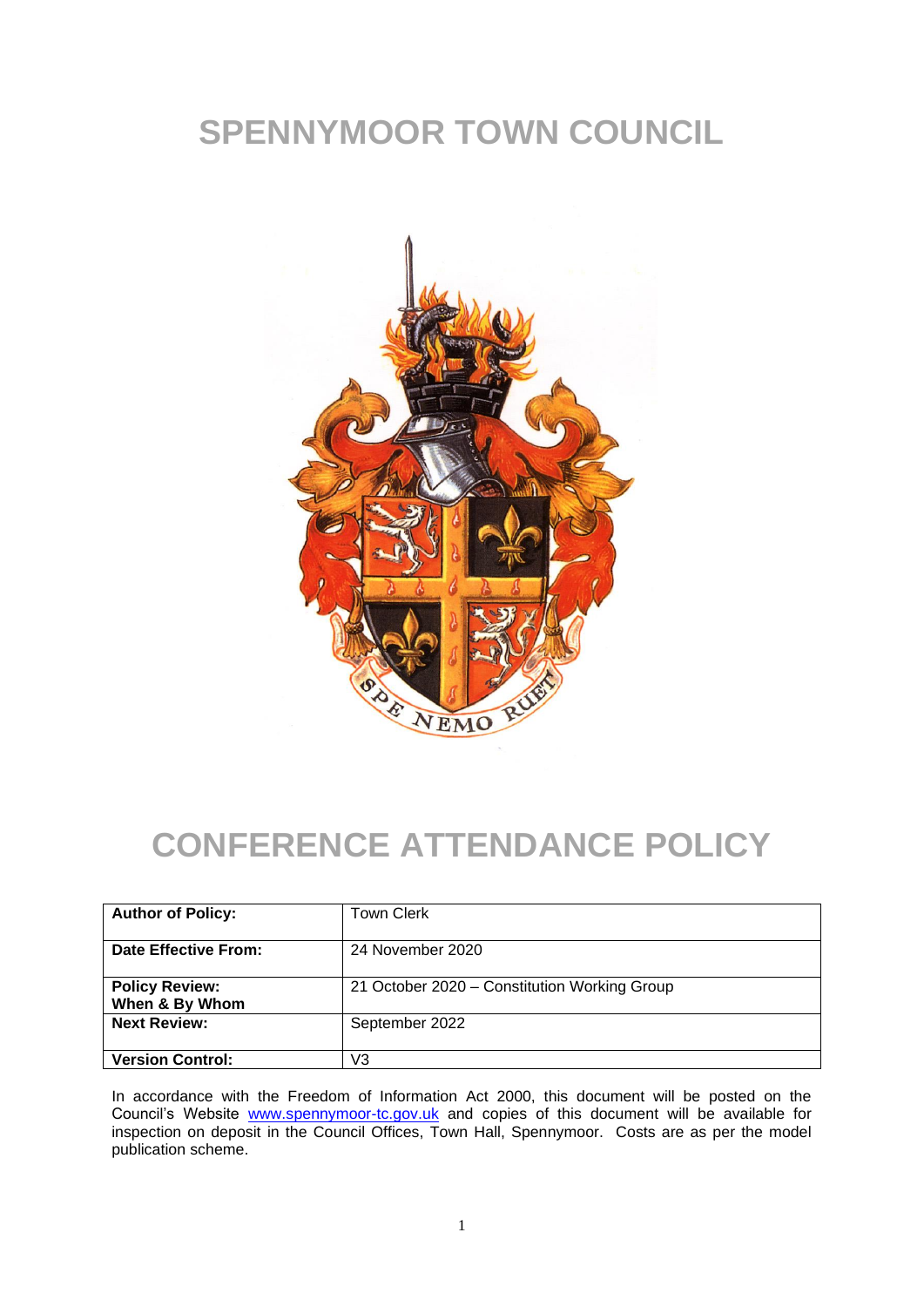# SPENNYMOOR TOWN COUNCIL

# CONFERENCE ATTENDANCE POLICY

| **Author of Policy:** | Town Clerk |
|---|---|
| **Date Effective From:** | 24 November 2020 |
| **Policy Review: When & By Whom** | 21 October 2020 – Constitution Working Group |
| **Next Review:** | September 2022 |
| **Version Control:** | V3 |

In accordance with the Freedom of Information Act 2000, this document will be posted on the Council's Website www.spennymoor-tc.gov.uk and copies of this document will be available for inspection on deposit in the Council Offices, Town Hall, Spennymoor. Costs are as per the model publication scheme.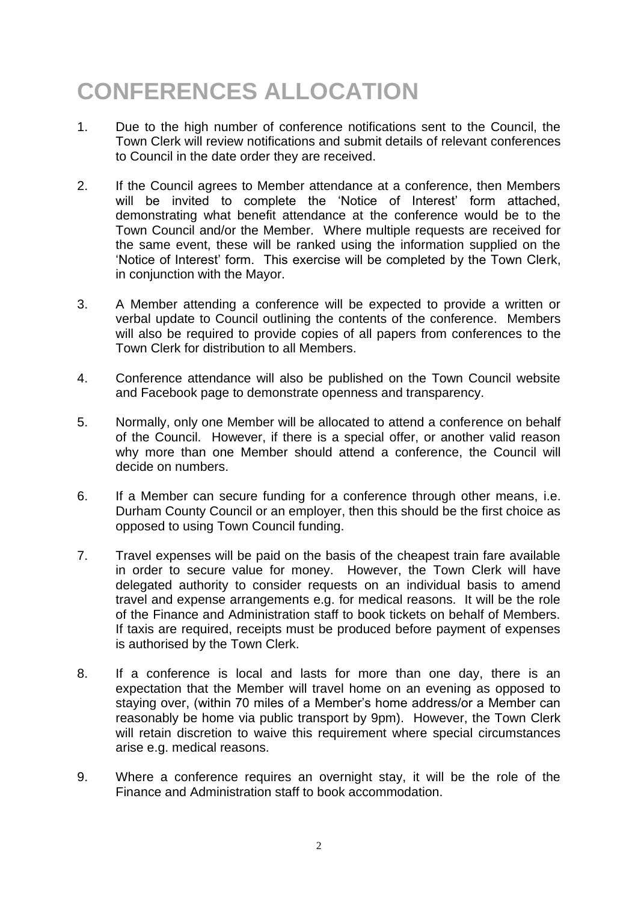# CONFERENCES ALLOCATION

1. Due to the high number of conference notifications sent to the Council, the Town Clerk will review notifications and submit details of relevant conferences to Council in the date order they are received.

2. If the Council agrees to Member attendance at a conference, then Members will be invited to complete the 'Notice of Interest' form attached, demonstrating what benefit attendance at the conference would be to the Town Council and/or the Member. Where multiple requests are received for the same event, these will be ranked using the information supplied on the 'Notice of Interest' form. This exercise will be completed by the Town Clerk, in conjunction with the Mayor.

3. A Member attending a conference will be expected to provide a written or verbal update to Council outlining the contents of the conference. Members will also be required to provide copies of all papers from conferences to the Town Clerk for distribution to all Members.

4. Conference attendance will also be published on the Town Council website and Facebook page to demonstrate openness and transparency.

5. Normally, only one Member will be allocated to attend a conference on behalf of the Council. However, if there is a special offer, or another valid reason why more than one Member should attend a conference, the Council will decide on numbers.

6. If a Member can secure funding for a conference through other means, i.e. Durham County Council or an employer, then this should be the first choice as opposed to using Town Council funding.

7. Travel expenses will be paid on the basis of the cheapest train fare available in order to secure value for money. However, the Town Clerk will have delegated authority to consider requests on an individual basis to amend travel and expense arrangements e.g. for medical reasons. It will be the role of the Finance and Administration staff to book tickets on behalf of Members. If taxis are required, receipts must be produced before payment of expenses is authorised by the Town Clerk.

8. If a conference is local and lasts for more than one day, there is an expectation that the Member will travel home on an evening as opposed to staying over, (within 70 miles of a Member's home address/or a Member can reasonably be home via public transport by 9pm). However, the Town Clerk will retain discretion to waive this requirement where special circumstances arise e.g. medical reasons.

9. Where a conference requires an overnight stay, it will be the role of the Finance and Administration staff to book accommodation.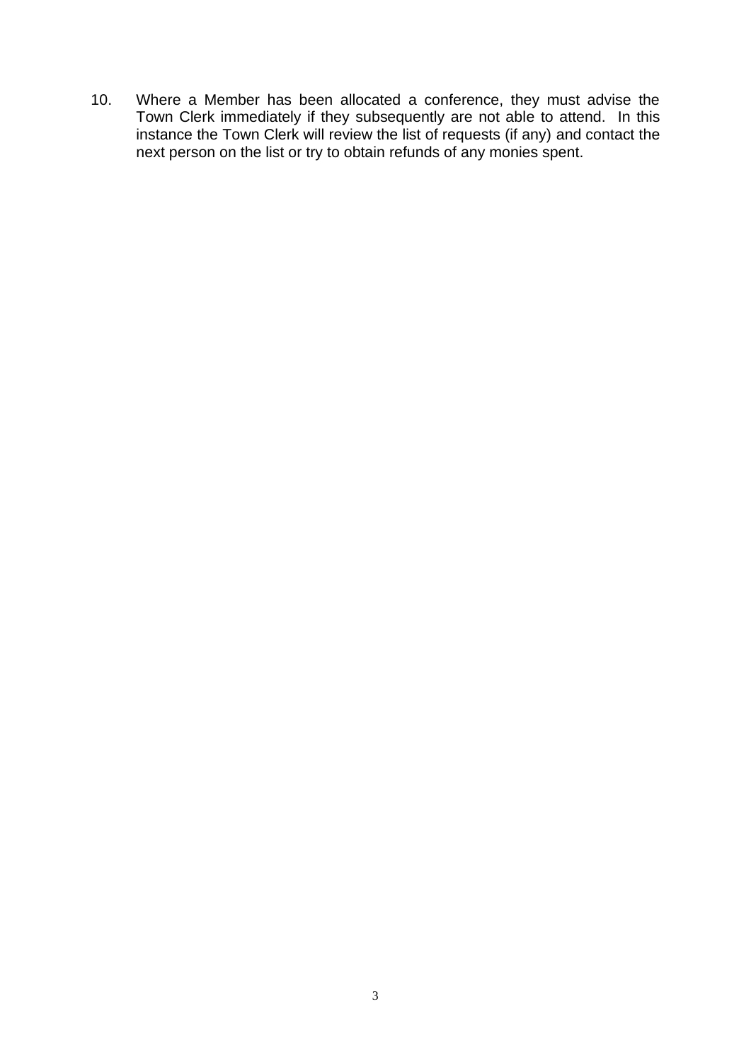10. Where a Member has been allocated a conference, they must advise the Town Clerk immediately if they subsequently are not able to attend. In this instance the Town Clerk will review the list of requests (if any) and contact the next person on the list or try to obtain refunds of any monies spent.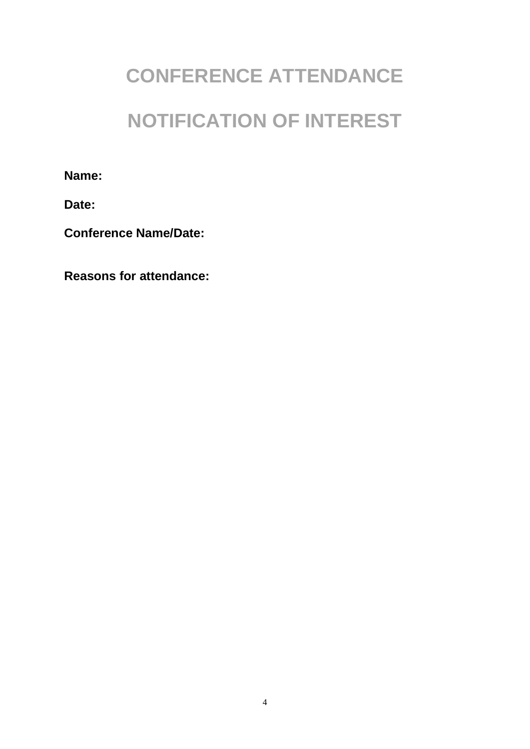# CONFERENCE ATTENDANCE

# NOTIFICATION OF INTEREST

**Name:**

**Date:**

**Conference Name/Date:**

**Reasons for attendance:**